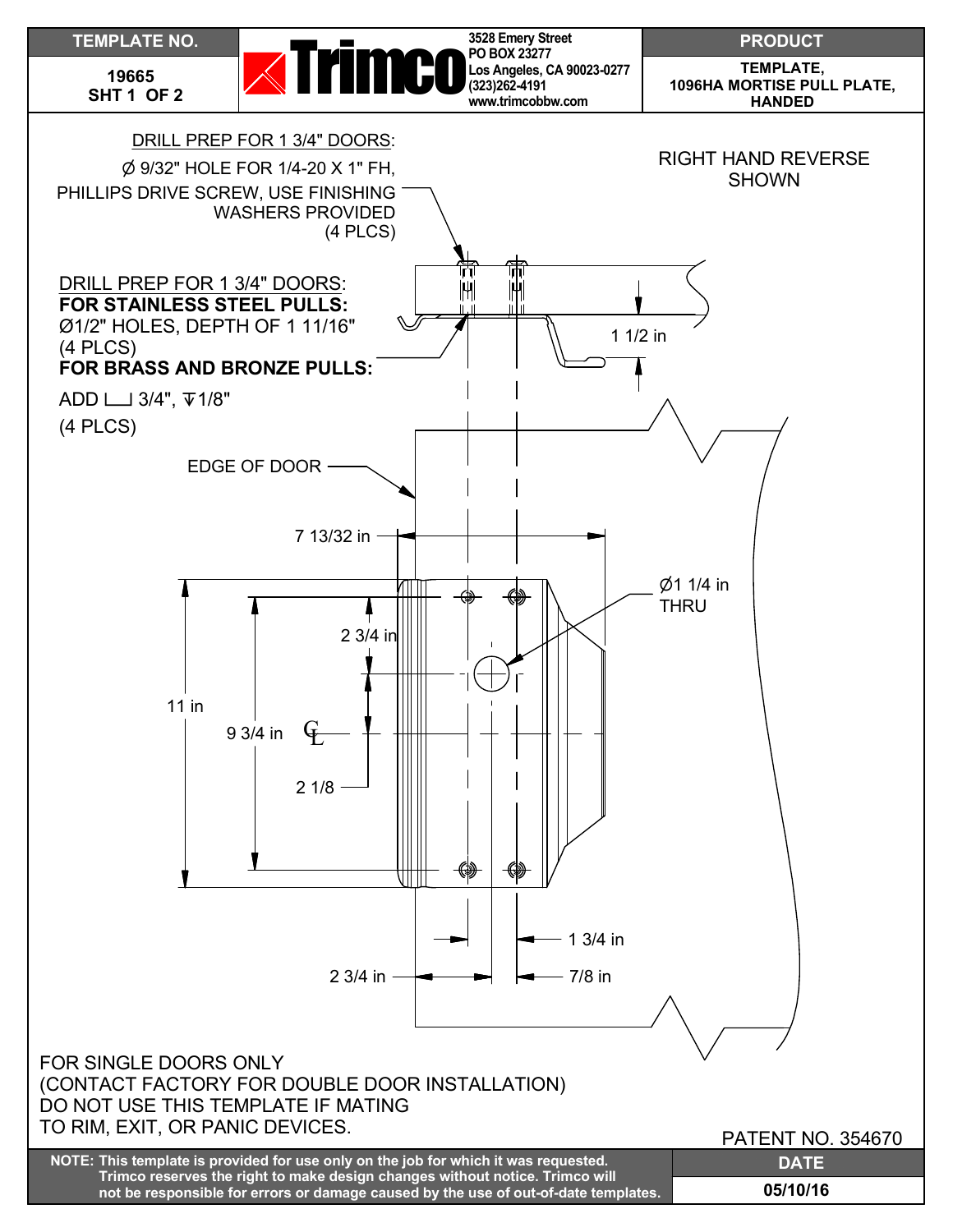| TEMPLATE NO. | | PRODUCT |
|---|---|---|
| 19665<br>SHT 1 OF 2 | **Trimco** 3528 Emery Street<br>PO BOX 23277<br>Los Angeles, CA 90023-0277<br>(323)262-4191<br>www.trimcobbw.com | TEMPLATE,<br>1096HA MORTISE PULL PLATE,<br>HANDED |

RIGHT HAND REVERSE SHOWN

DRILL PREP FOR 1 3/4" DOORS:
Ø 9/32" HOLE FOR 1/4-20 X 1" FH, PHILLIPS DRIVE SCREW, USE FINISHING WASHERS PROVIDED
(4 PLCS)

DRILL PREP FOR 1 3/4" DOORS:
**FOR STAINLESS STEEL PULLS:**
Ø1/2" HOLES, DEPTH OF 1 11/16"
(4 PLCS)
**FOR BRASS AND BRONZE PULLS:**
ADD ⌴ 3/4", ↧1/8"
(4 PLCS)

1 1/2 in

EDGE OF DOOR

7 13/32 in

Ø1 1/4 in THRU

11 in

9 3/4 in

2 3/4 in

2 1/8

1 3/4 in

2 3/4 in

7/8 in

FOR SINGLE DOORS ONLY
(CONTACT FACTORY FOR DOUBLE DOOR INSTALLATION)
DO NOT USE THIS TEMPLATE IF MATING
TO RIM, EXIT, OR PANIC DEVICES.

PATENT NO. 354670

| NOTE: This template is provided for use only on the job for which it was requested. Trimco reserves the right to make design changes without notice. Trimco will not be responsible for errors or damage caused by the use of out-of-date templates. | DATE |
|---|---|
| | 05/10/16 |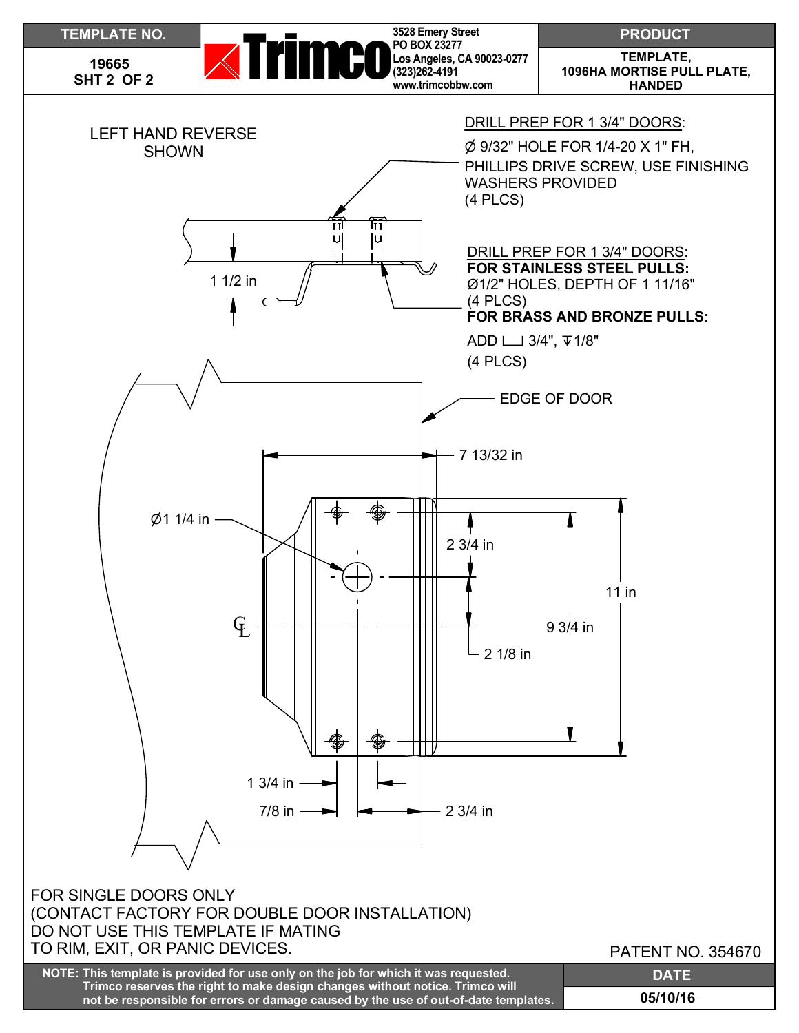| TEMPLATE NO. | Trimco | PRODUCT |
| --- | --- | --- |
| 19665<br>SHT 2 OF 2 | 3528 Emery Street<br>PO BOX 23277<br>Los Angeles, CA 90023-0277<br>(323)262-4191<br>www.trimcobbw.com | TEMPLATE,<br>1096HA MORTISE PULL PLATE,<br>HANDED |

LEFT HAND REVERSE SHOWN

DRILL PREP FOR 1 3/4" DOORS:

Ø 9/32" HOLE FOR 1/4-20 X 1" FH, PHILLIPS DRIVE SCREW, USE FINISHING WASHERS PROVIDED
(4 PLCS)

DRILL PREP FOR 1 3/4" DOORS:

**FOR STAINLESS STEEL PULLS:**
Ø1/2" HOLES, DEPTH OF 1 11/16"
(4 PLCS)

**FOR BRASS AND BRONZE PULLS:**

ADD ⌴ 3/4", ↧1/8"
(4 PLCS)

1 1/2 in

EDGE OF DOOR

7 13/32 in

Ø1 1/4 in

2 3/4 in

11 in

℄

9 3/4 in

2 1/8 in

1 3/4 in

7/8 in

2 3/4 in

FOR SINGLE DOORS ONLY
(CONTACT FACTORY FOR DOUBLE DOOR INSTALLATION)
DO NOT USE THIS TEMPLATE IF MATING
TO RIM, EXIT, OR PANIC DEVICES.

PATENT NO. 354670

**NOTE: This template is provided for use only on the job for which it was requested. Trimco reserves the right to make design changes without notice. Trimco will not be responsible for errors or damage caused by the use of out-of-date templates.**

| DATE |
| --- |
| 05/10/16 |